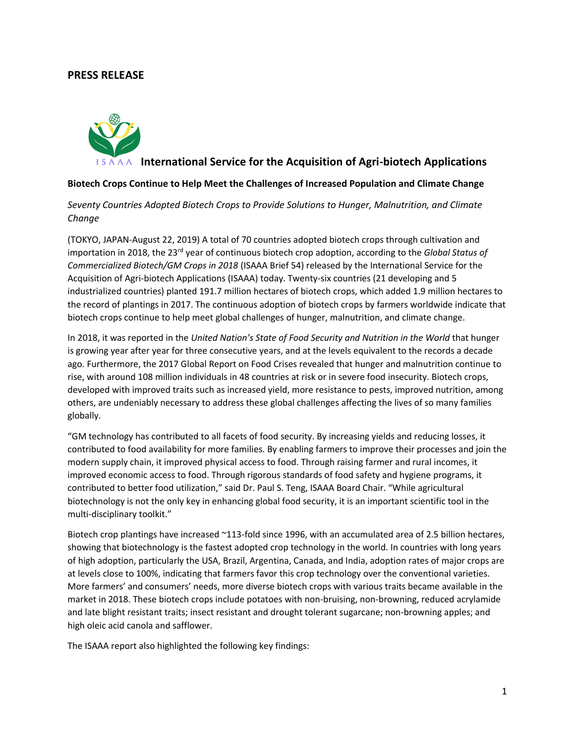## PRESS RELEASE

**International Service for the Acquisition of Agri-biotech Applications**

**Biotech Crops Continue to Help Meet the Challenges of Increased Population and Climate Change**

*Seventy Countries Adopted Biotech Crops to Provide Solutions to Hunger, Malnutrition, and Climate Change*

(TOKYO, JAPAN-August 22, 2019) A total of 70 countries adopted biotech crops through cultivation and importation in 2018, the 23rd year of continuous biotech crop adoption, according to the *Global Status of Commercialized Biotech/GM Crops in 2018* (ISAAA Brief 54) released by the International Service for the Acquisition of Agri-biotech Applications (ISAAA) today. Twenty-six countries (21 developing and 5 industrialized countries) planted 191.7 million hectares of biotech crops, which added 1.9 million hectares to the record of plantings in 2017. The continuous adoption of biotech crops by farmers worldwide indicate that biotech crops continue to help meet global challenges of hunger, malnutrition, and climate change.

In 2018, it was reported in the *United Nation's State of Food Security and Nutrition in the World* that hunger is growing year after year for three consecutive years, and at the levels equivalent to the records a decade ago. Furthermore, the 2017 Global Report on Food Crises revealed that hunger and malnutrition continue to rise, with around 108 million individuals in 48 countries at risk or in severe food insecurity. Biotech crops, developed with improved traits such as increased yield, more resistance to pests, improved nutrition, among others, are undeniably necessary to address these global challenges affecting the lives of so many families globally.

"GM technology has contributed to all facets of food security. By increasing yields and reducing losses, it contributed to food availability for more families. By enabling farmers to improve their processes and join the modern supply chain, it improved physical access to food. Through raising farmer and rural incomes, it improved economic access to food. Through rigorous standards of food safety and hygiene programs, it contributed to better food utilization," said Dr. Paul S. Teng, ISAAA Board Chair. "While agricultural biotechnology is not the only key in enhancing global food security, it is an important scientific tool in the multi-disciplinary toolkit."

Biotech crop plantings have increased ~113-fold since 1996, with an accumulated area of 2.5 billion hectares, showing that biotechnology is the fastest adopted crop technology in the world. In countries with long years of high adoption, particularly the USA, Brazil, Argentina, Canada, and India, adoption rates of major crops are at levels close to 100%, indicating that farmers favor this crop technology over the conventional varieties. More farmers' and consumers' needs, more diverse biotech crops with various traits became available in the market in 2018. These biotech crops include potatoes with non-bruising, non-browning, reduced acrylamide and late blight resistant traits; insect resistant and drought tolerant sugarcane; non-browning apples; and high oleic acid canola and safflower.

The ISAAA report also highlighted the following key findings: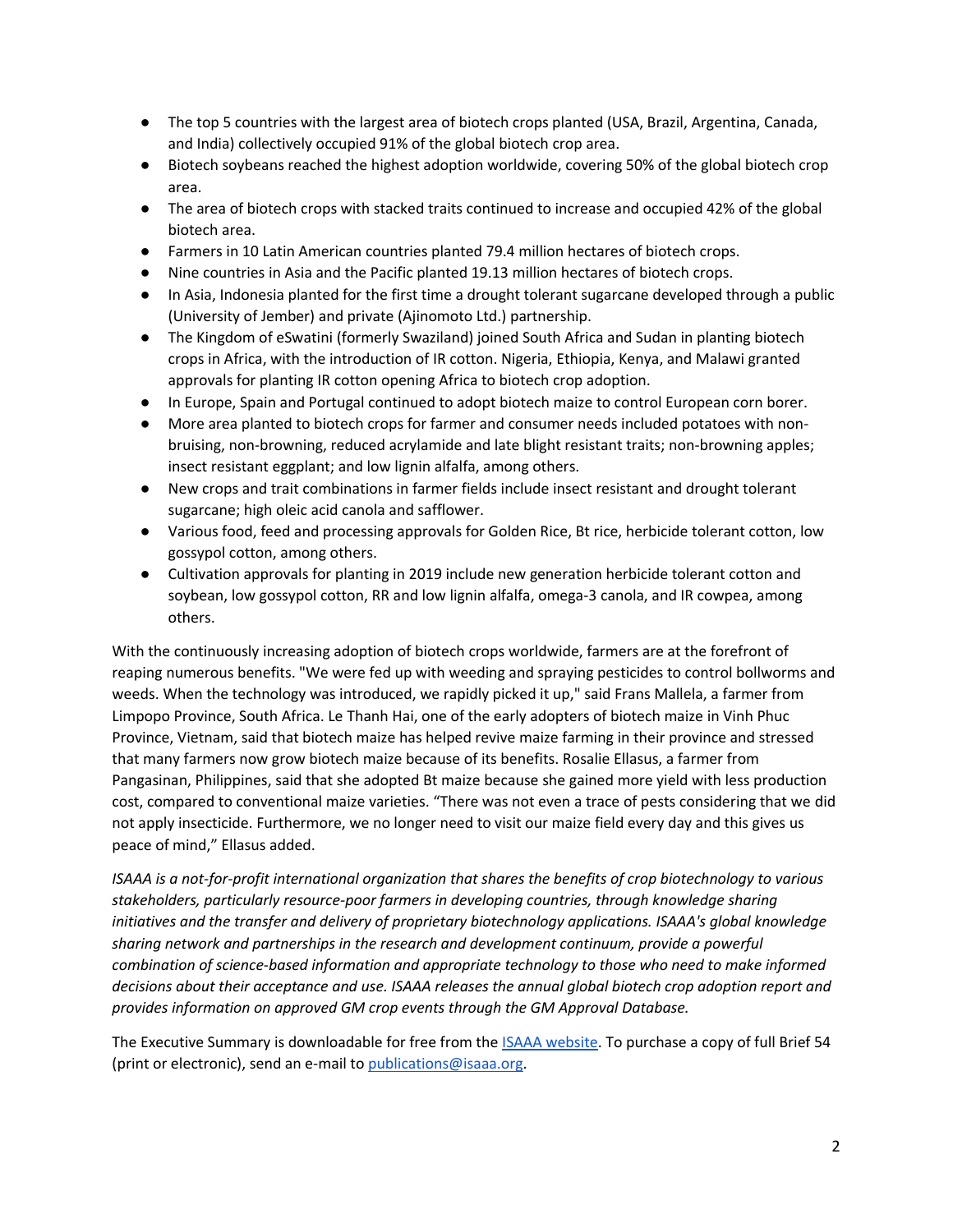- The top 5 countries with the largest area of biotech crops planted (USA, Brazil, Argentina, Canada, and India) collectively occupied 91% of the global biotech crop area.
- Biotech soybeans reached the highest adoption worldwide, covering 50% of the global biotech crop area.
- The area of biotech crops with stacked traits continued to increase and occupied 42% of the global biotech area.
- Farmers in 10 Latin American countries planted 79.4 million hectares of biotech crops.
- Nine countries in Asia and the Pacific planted 19.13 million hectares of biotech crops.
- In Asia, Indonesia planted for the first time a drought tolerant sugarcane developed through a public (University of Jember) and private (Ajinomoto Ltd.) partnership.
- The Kingdom of eSwatini (formerly Swaziland) joined South Africa and Sudan in planting biotech crops in Africa, with the introduction of IR cotton. Nigeria, Ethiopia, Kenya, and Malawi granted approvals for planting IR cotton opening Africa to biotech crop adoption.
- In Europe, Spain and Portugal continued to adopt biotech maize to control European corn borer.
- More area planted to biotech crops for farmer and consumer needs included potatoes with non-bruising, non-browning, reduced acrylamide and late blight resistant traits; non-browning apples; insect resistant eggplant; and low lignin alfalfa, among others.
- New crops and trait combinations in farmer fields include insect resistant and drought tolerant sugarcane; high oleic acid canola and safflower.
- Various food, feed and processing approvals for Golden Rice, Bt rice, herbicide tolerant cotton, low gossypol cotton, among others.
- Cultivation approvals for planting in 2019 include new generation herbicide tolerant cotton and soybean, low gossypol cotton, RR and low lignin alfalfa, omega-3 canola, and IR cowpea, among others.

With the continuously increasing adoption of biotech crops worldwide, farmers are at the forefront of reaping numerous benefits. "We were fed up with weeding and spraying pesticides to control bollworms and weeds. When the technology was introduced, we rapidly picked it up," said Frans Mallela, a farmer from Limpopo Province, South Africa. Le Thanh Hai, one of the early adopters of biotech maize in Vinh Phuc Province, Vietnam, said that biotech maize has helped revive maize farming in their province and stressed that many farmers now grow biotech maize because of its benefits. Rosalie Ellasus, a farmer from Pangasinan, Philippines, said that she adopted Bt maize because she gained more yield with less production cost, compared to conventional maize varieties. "There was not even a trace of pests considering that we did not apply insecticide. Furthermore, we no longer need to visit our maize field every day and this gives us peace of mind," Ellasus added.

*ISAAA is a not-for-profit international organization that shares the benefits of crop biotechnology to various stakeholders, particularly resource-poor farmers in developing countries, through knowledge sharing initiatives and the transfer and delivery of proprietary biotechnology applications. ISAAA's global knowledge sharing network and partnerships in the research and development continuum, provide a powerful combination of science-based information and appropriate technology to those who need to make informed decisions about their acceptance and use. ISAAA releases the annual global biotech crop adoption report and provides information on approved GM crop events through the GM Approval Database.*

The Executive Summary is downloadable for free from the ISAAA website. To purchase a copy of full Brief 54 (print or electronic), send an e-mail to publications@isaaa.org.